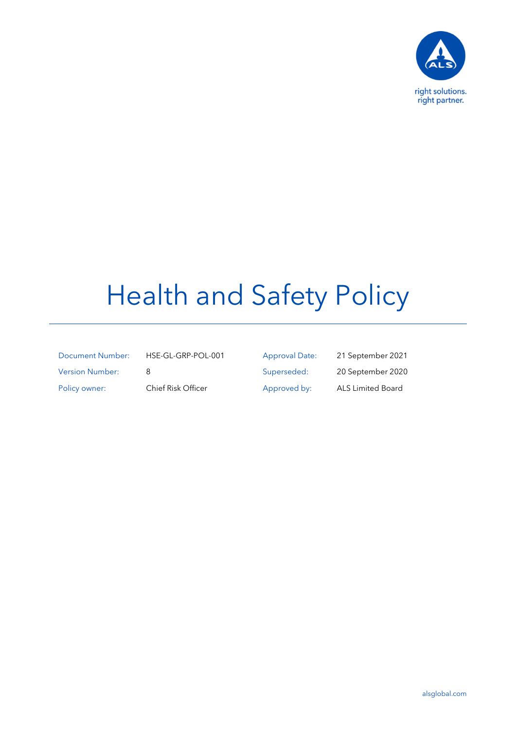right solutions.
right partner.

# Health and Safety Policy

| | | | |
|---|---|---|---|
| Document Number: | HSE-GL-GRP-POL-001 | Approval Date: | 21 September 2021 |
| Version Number: | 8 | Superseded: | 20 September 2020 |
| Policy owner: | Chief Risk Officer | Approved by: | ALS Limited Board |

alsglobal.com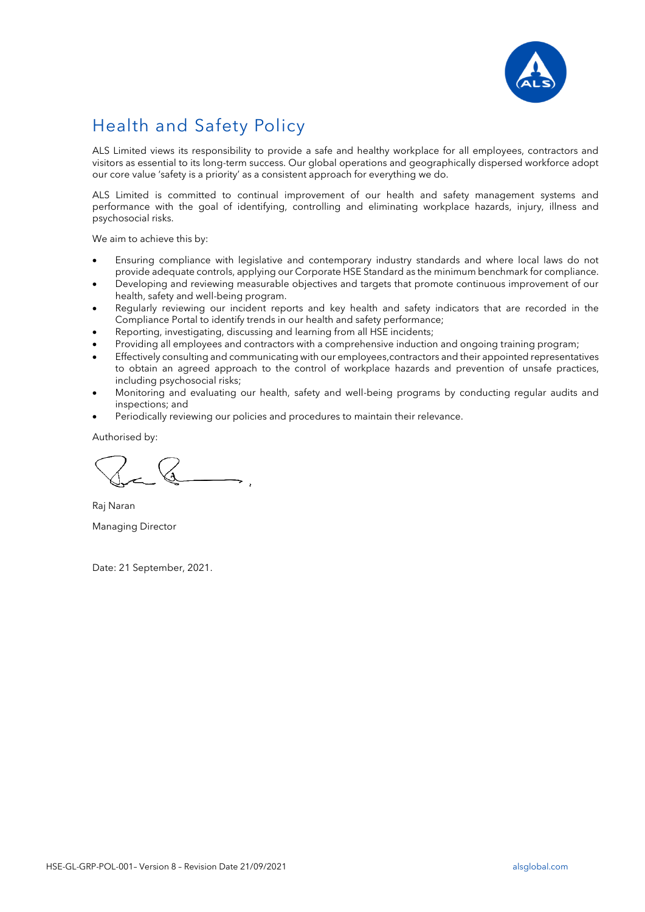# Health and Safety Policy

ALS Limited views its responsibility to provide a safe and healthy workplace for all employees, contractors and visitors as essential to its long-term success. Our global operations and geographically dispersed workforce adopt our core value 'safety is a priority' as a consistent approach for everything we do.

ALS Limited is committed to continual improvement of our health and safety management systems and performance with the goal of identifying, controlling and eliminating workplace hazards, injury, illness and psychosocial risks.

We aim to achieve this by:

- Ensuring compliance with legislative and contemporary industry standards and where local laws do not provide adequate controls, applying our Corporate HSE Standard as the minimum benchmark for compliance.
- Developing and reviewing measurable objectives and targets that promote continuous improvement of our health, safety and well-being program.
- Regularly reviewing our incident reports and key health and safety indicators that are recorded in the Compliance Portal to identify trends in our health and safety performance;
- Reporting, investigating, discussing and learning from all HSE incidents;
- Providing all employees and contractors with a comprehensive induction and ongoing training program;
- Effectively consulting and communicating with our employees,contractors and their appointed representatives to obtain an agreed approach to the control of workplace hazards and prevention of unsafe practices, including psychosocial risks;
- Monitoring and evaluating our health, safety and well-being programs by conducting regular audits and inspections; and
- Periodically reviewing our policies and procedures to maintain their relevance.

Authorised by:

Raj Naran

Managing Director

Date: 21 September, 2021.

HSE-GL-GRP-POL-001– Version 8 – Revision Date 21/09/2021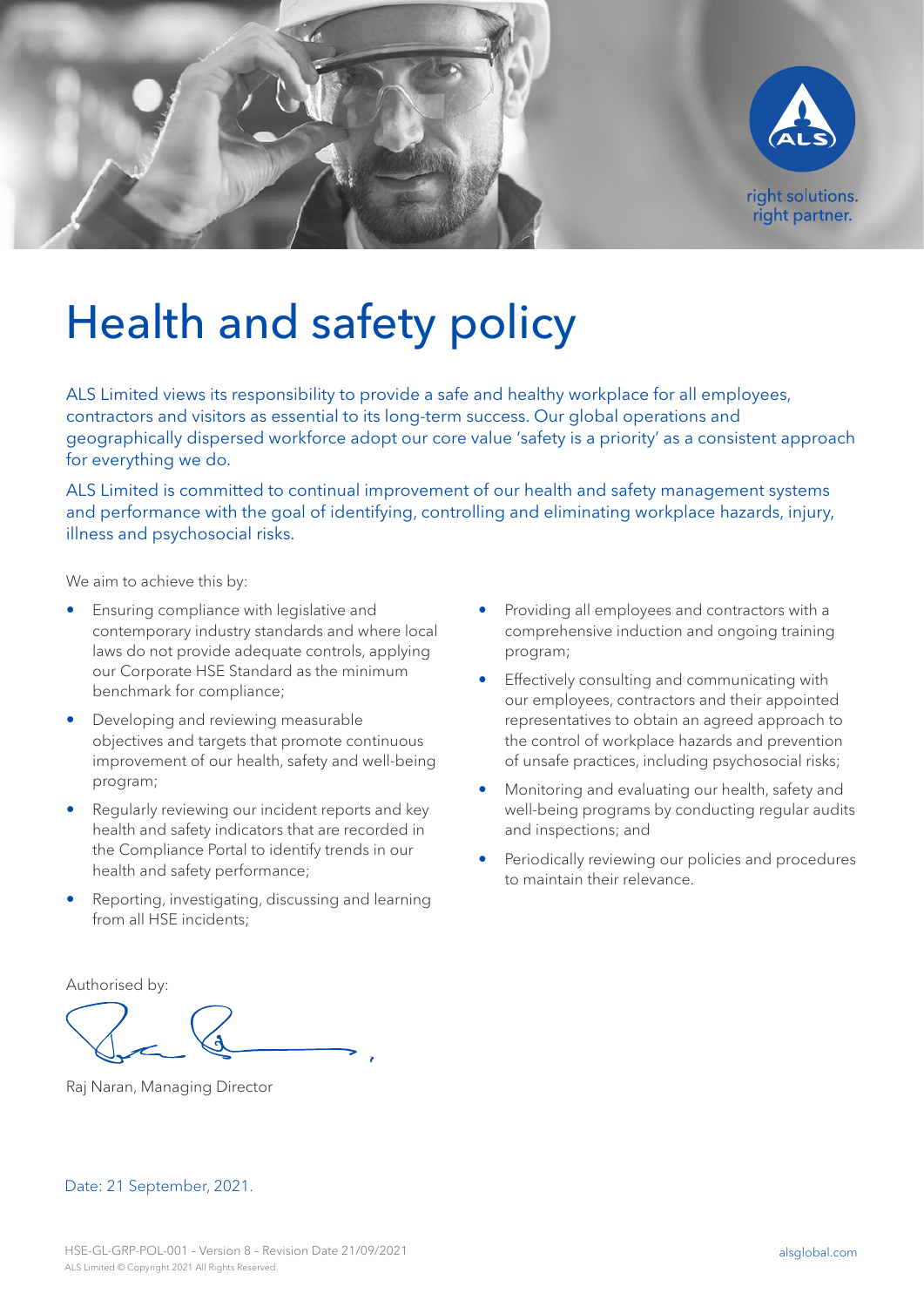right solutions.
right partner.

# Health and safety policy

ALS Limited views its responsibility to provide a safe and healthy workplace for all employees, contractors and visitors as essential to its long-term success. Our global operations and geographically dispersed workforce adopt our core value 'safety is a priority' as a consistent approach for everything we do.

ALS Limited is committed to continual improvement of our health and safety management systems and performance with the goal of identifying, controlling and eliminating workplace hazards, injury, illness and psychosocial risks.

We aim to achieve this by:

- Ensuring compliance with legislative and contemporary industry standards and where local laws do not provide adequate controls, applying our Corporate HSE Standard as the minimum benchmark for compliance;
- Developing and reviewing measurable objectives and targets that promote continuous improvement of our health, safety and well-being program;
- Regularly reviewing our incident reports and key health and safety indicators that are recorded in the Compliance Portal to identify trends in our health and safety performance;
- Reporting, investigating, discussing and learning from all HSE incidents;
- Providing all employees and contractors with a comprehensive induction and ongoing training program;
- Effectively consulting and communicating with our employees, contractors and their appointed representatives to obtain an agreed approach to the control of workplace hazards and prevention of unsafe practices, including psychosocial risks;
- Monitoring and evaluating our health, safety and well-being programs by conducting regular audits and inspections; and
- Periodically reviewing our policies and procedures to maintain their relevance.

Authorised by:

Raj Naran, Managing Director

Date: 21 September, 2021.

HSE-GL-GRP-POL-001 – Version 8 – Revision Date 21/09/2021
ALS Limited © Copyright 2021 All Rights Reserved.

alsglobal.com